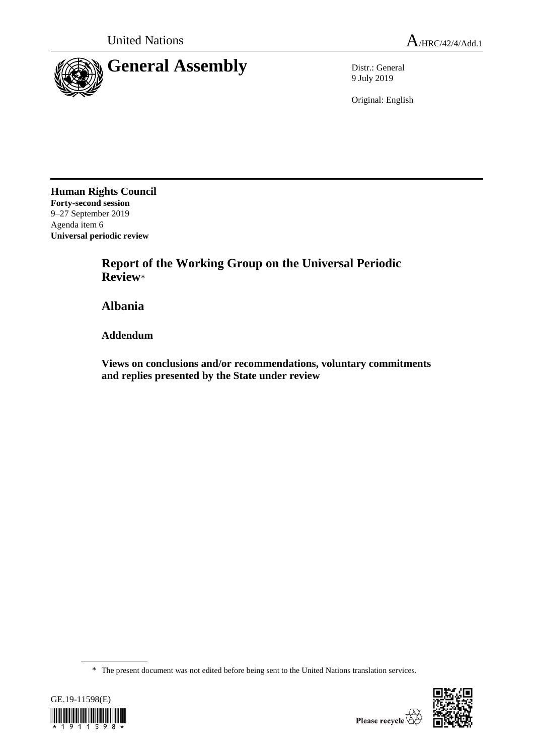United Nations

A/HRC/42/4/Add.1

# General Assembly

Distr.: General
9 July 2019

Original: English

**Human Rights Council**
**Forty-second session**
9–27 September 2019
Agenda item 6
**Universal periodic review**

## Report of the Working Group on the Universal Periodic Review*

## Albania

### Addendum

### Views on conclusions and/or recommendations, voluntary commitments and replies presented by the State under review

\* The present document was not edited before being sent to the United Nations translation services.

GE.19-11598(E)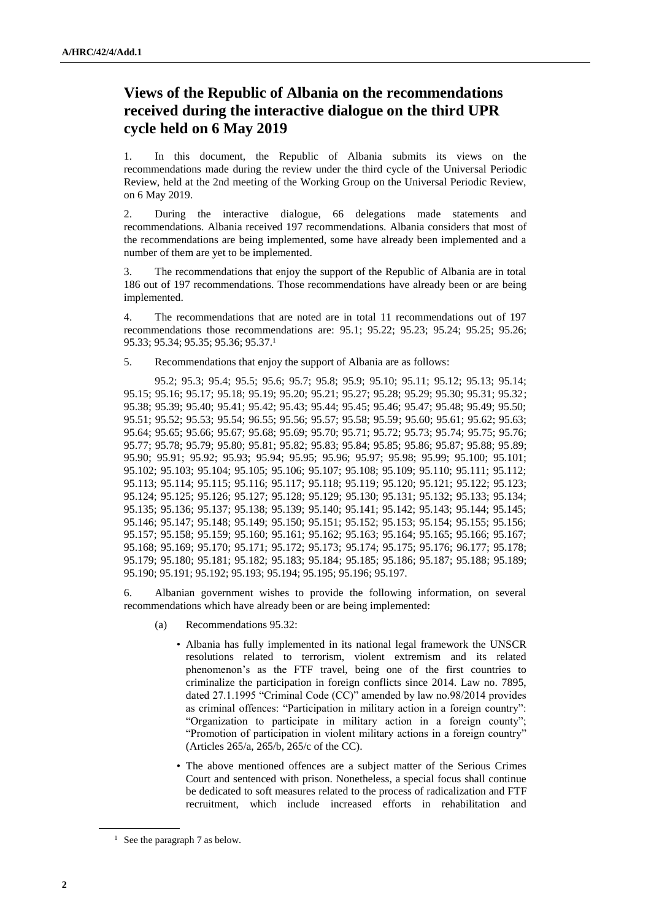## Views of the Republic of Albania on the recommendations received during the interactive dialogue on the third UPR cycle held on 6 May 2019

1. In this document, the Republic of Albania submits its views on the recommendations made during the review under the third cycle of the Universal Periodic Review, held at the 2nd meeting of the Working Group on the Universal Periodic Review, on 6 May 2019.

2. During the interactive dialogue, 66 delegations made statements and recommendations. Albania received 197 recommendations. Albania considers that most of the recommendations are being implemented, some have already been implemented and a number of them are yet to be implemented.

3. The recommendations that enjoy the support of the Republic of Albania are in total 186 out of 197 recommendations. Those recommendations have already been or are being implemented.

4. The recommendations that are noted are in total 11 recommendations out of 197 recommendations those recommendations are: 95.1; 95.22; 95.23; 95.24; 95.25; 95.26; 95.33; 95.34; 95.35; 95.36; 95.37.[1]

5. Recommendations that enjoy the support of Albania are as follows:

95.2; 95.3; 95.4; 95.5; 95.6; 95.7; 95.8; 95.9; 95.10; 95.11; 95.12; 95.13; 95.14; 95.15; 95.16; 95.17; 95.18; 95.19; 95.20; 95.21; 95.27; 95.28; 95.29; 95.30; 95.31; 95.32; 95.38; 95.39; 95.40; 95.41; 95.42; 95.43; 95.44; 95.45; 95.46; 95.47; 95.48; 95.49; 95.50; 95.51; 95.52; 95.53; 95.54; 96.55; 95.56; 95.57; 95.58; 95.59; 95.60; 95.61; 95.62; 95.63; 95.64; 95.65; 95.66; 95.67; 95.68; 95.69; 95.70; 95.71; 95.72; 95.73; 95.74; 95.75; 95.76; 95.77; 95.78; 95.79; 95.80; 95.81; 95.82; 95.83; 95.84; 95.85; 95.86; 95.87; 95.88; 95.89; 95.90; 95.91; 95.92; 95.93; 95.94; 95.95; 95.96; 95.97; 95.98; 95.99; 95.100; 95.101; 95.102; 95.103; 95.104; 95.105; 95.106; 95.107; 95.108; 95.109; 95.110; 95.111; 95.112; 95.113; 95.114; 95.115; 95.116; 95.117; 95.118; 95.119; 95.120; 95.121; 95.122; 95.123; 95.124; 95.125; 95.126; 95.127; 95.128; 95.129; 95.130; 95.131; 95.132; 95.133; 95.134; 95.135; 95.136; 95.137; 95.138; 95.139; 95.140; 95.141; 95.142; 95.143; 95.144; 95.145; 95.146; 95.147; 95.148; 95.149; 95.150; 95.151; 95.152; 95.153; 95.154; 95.155; 95.156; 95.157; 95.158; 95.159; 95.160; 95.161; 95.162; 95.163; 95.164; 95.165; 95.166; 95.167; 95.168; 95.169; 95.170; 95.171; 95.172; 95.173; 95.174; 95.175; 95.176; 96.177; 95.178; 95.179; 95.180; 95.181; 95.182; 95.183; 95.184; 95.185; 95.186; 95.187; 95.188; 95.189; 95.190; 95.191; 95.192; 95.193; 95.194; 95.195; 95.196; 95.197.

6. Albanian government wishes to provide the following information, on several recommendations which have already been or are being implemented:

(a) Recommendations 95.32:

- Albania has fully implemented in its national legal framework the UNSCR resolutions related to terrorism, violent extremism and its related phenomenon's as the FTF travel, being one of the first countries to criminalize the participation in foreign conflicts since 2014. Law no. 7895, dated 27.1.1995 "Criminal Code (CC)" amended by law no.98/2014 provides as criminal offences: "Participation in military action in a foreign county"; "Organization to participate in military action in a foreign county"; "Promotion of participation in violent military actions in a foreign country" (Articles 265/a, 265/b, 265/c of the CC).
- The above mentioned offences are a subject matter of the Serious Crimes Court and sentenced with prison. Nonetheless, a special focus shall continue be dedicated to soft measures related to the process of radicalization and FTF recruitment, which include increased efforts in rehabilitation and

[1] See the paragraph 7 as below.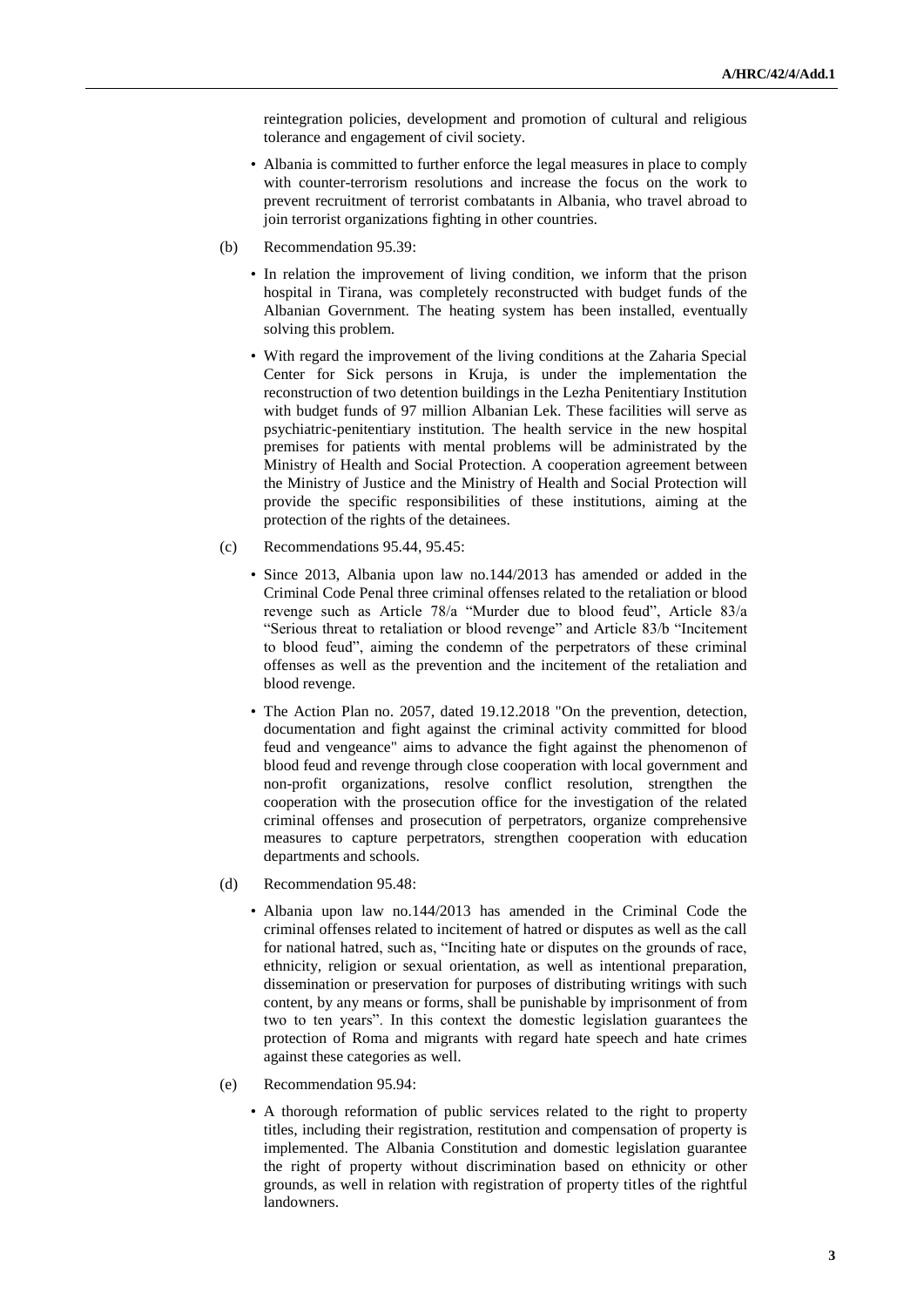reintegration policies, development and promotion of cultural and religious tolerance and engagement of civil society.

- Albania is committed to further enforce the legal measures in place to comply with counter-terrorism resolutions and increase the focus on the work to prevent recruitment of terrorist combatants in Albania, who travel abroad to join terrorist organizations fighting in other countries.

(b) Recommendation 95.39:

- In relation the improvement of living condition, we inform that the prison hospital in Tirana, was completely reconstructed with budget funds of the Albanian Government. The heating system has been installed, eventually solving this problem.
- With regard the improvement of the living conditions at the Zaharia Special Center for Sick persons in Kruja, is under the implementation the reconstruction of two detention buildings in the Lezha Penitentiary Institution with budget funds of 97 million Albanian Lek. These facilities will serve as psychiatric-penitentiary institution. The health service in the new hospital premises for patients with mental problems will be administrated by the Ministry of Health and Social Protection. A cooperation agreement between the Ministry of Justice and the Ministry of Health and Social Protection will provide the specific responsibilities of these institutions, aiming at the protection of the rights of the detainees.

(c) Recommendations 95.44, 95.45:

- Since 2013, Albania upon law no.144/2013 has amended or added in the Criminal Code Penal three criminal offenses related to the retaliation or blood revenge such as Article 78/a "Murder due to blood feud", Article 83/a "Serious threat to retaliation or blood revenge" and Article 83/b "Incitement to blood feud", aiming the condemn of the perpetrators of these criminal offenses as well as the prevention and the incitement of the retaliation and blood revenge.
- The Action Plan no. 2057, dated 19.12.2018 "On the prevention, detection, documentation and fight against the criminal activity committed for blood feud and vengeance" aims to advance the fight against the phenomenon of blood feud and revenge through close cooperation with local government and non-profit organizations, resolve conflict resolution, strengthen the cooperation with the prosecution office for the investigation of the related criminal offenses and prosecution of perpetrators, organize comprehensive measures to capture perpetrators, strengthen cooperation with education departments and schools.

(d) Recommendation 95.48:

- Albania upon law no.144/2013 has amended in the Criminal Code the criminal offenses related to incitement of hatred or disputes as well as the call for national hatred, such as, "Inciting hate or disputes on the grounds of race, ethnicity, religion or sexual orientation, as well as intentional preparation, dissemination or preservation for purposes of distributing writings with such content, by any means or forms, shall be punishable by imprisonment of from two to ten years". In this context the domestic legislation guarantees the protection of Roma and migrants with regard hate speech and hate crimes against these categories as well.

(e) Recommendation 95.94:

- A thorough reformation of public services related to the right to property titles, including their registration, restitution and compensation of property is implemented. The Albania Constitution and domestic legislation guarantee the right of property without discrimination based on ethnicity or other grounds, as well in relation with registration of property titles of the rightful landowners.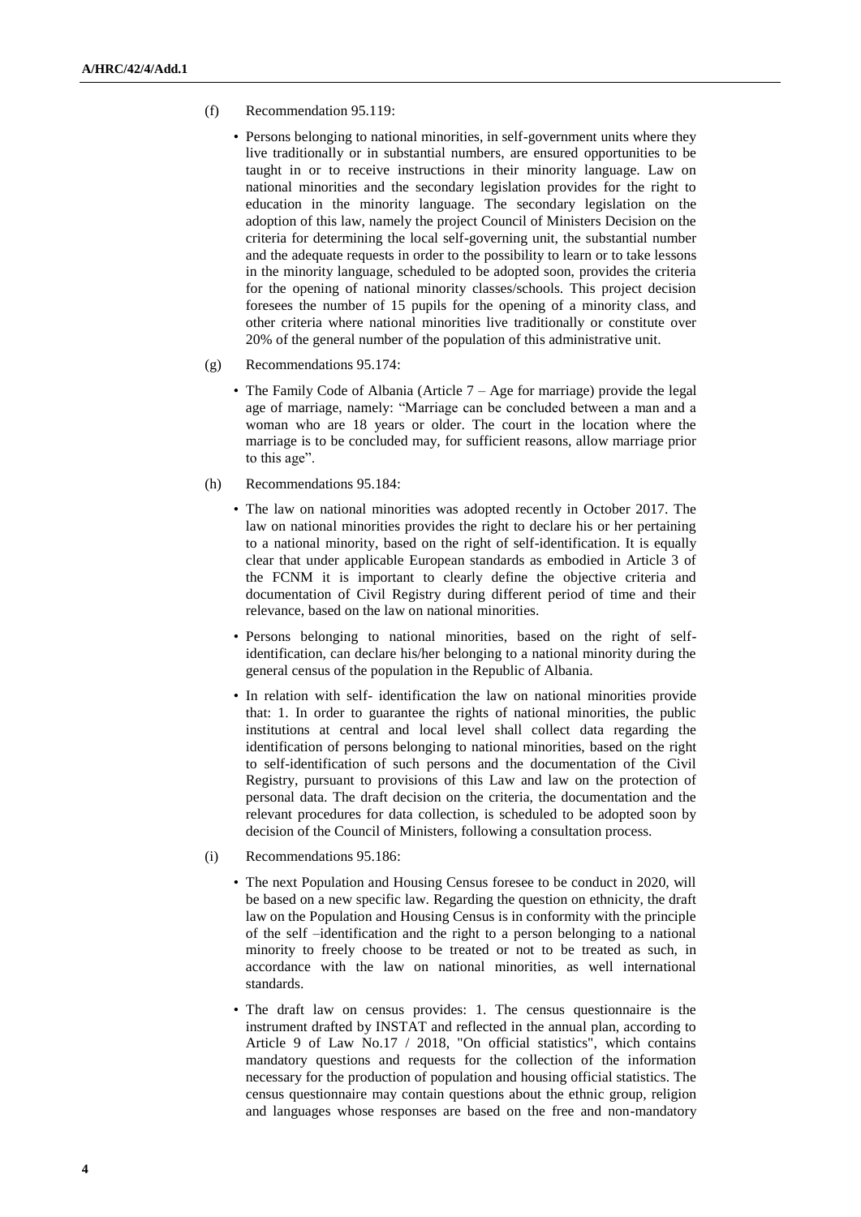(f) Recommendation 95.119:

- Persons belonging to national minorities, in self-government units where they live traditionally or in substantial numbers, are ensured opportunities to be taught in or to receive instructions in their minority language. Law on national minorities and the secondary legislation provides for the right to education in the minority language. The secondary legislation on the adoption of this law, namely the project Council of Ministers Decision on the criteria for determining the local self-governing unit, the substantial number and the adequate requests in order to the possibility to learn or to take lessons in the minority language, scheduled to be adopted soon, provides the criteria for the opening of national minority classes/schools. This project decision foresees the number of 15 pupils for the opening of a minority class, and other criteria where national minorities live traditionally or constitute over 20% of the general number of the population of this administrative unit.

(g) Recommendations 95.174:

- The Family Code of Albania (Article 7 – Age for marriage) provide the legal age of marriage, namely: "Marriage can be concluded between a man and a woman who are 18 years or older. The court in the location where the marriage is to be concluded may, for sufficient reasons, allow marriage prior to this age".

(h) Recommendations 95.184:

- The law on national minorities was adopted recently in October 2017. The law on national minorities provides the right to declare his or her pertaining to a national minority, based on the right of self-identification. It is equally clear that under applicable European standards as embodied in Article 3 of the FCNM it is important to clearly define the objective criteria and documentation of Civil Registry during different period of time and their relevance, based on the law on national minorities.
- Persons belonging to national minorities, based on the right of self-identification, can declare his/her belonging to a national minority during the general census of the population in the Republic of Albania.
- In relation with self- identification the law on national minorities provide that: 1. In order to guarantee the rights of national minorities, the public institutions at central and local level shall collect data regarding the identification of persons belonging to national minorities, based on the right to self-identification of such persons and the documentation of the Civil Registry, pursuant to provisions of this Law and law on the protection of personal data. The draft decision on the criteria, the documentation and the relevant procedures for data collection, is scheduled to be adopted soon by decision of the Council of Ministers, following a consultation process.

(i) Recommendations 95.186:

- The next Population and Housing Census foresee to be conduct in 2020, will be based on a new specific law. Regarding the question on ethnicity, the draft law on the Population and Housing Census is in conformity with the principle of the self –identification and the right to a person belonging to a national minority to freely choose to be treated or not to be treated as such, in accordance with the law on national minorities, as well international standards.
- The draft law on census provides: 1. The census questionnaire is the instrument drafted by INSTAT and reflected in the annual plan, according to Article 9 of Law No.17 / 2018, "On official statistics", which contains mandatory questions and requests for the collection of the information necessary for the production of population and housing official statistics. The census questionnaire may contain questions about the ethnic group, religion and languages whose responses are based on the free and non-mandatory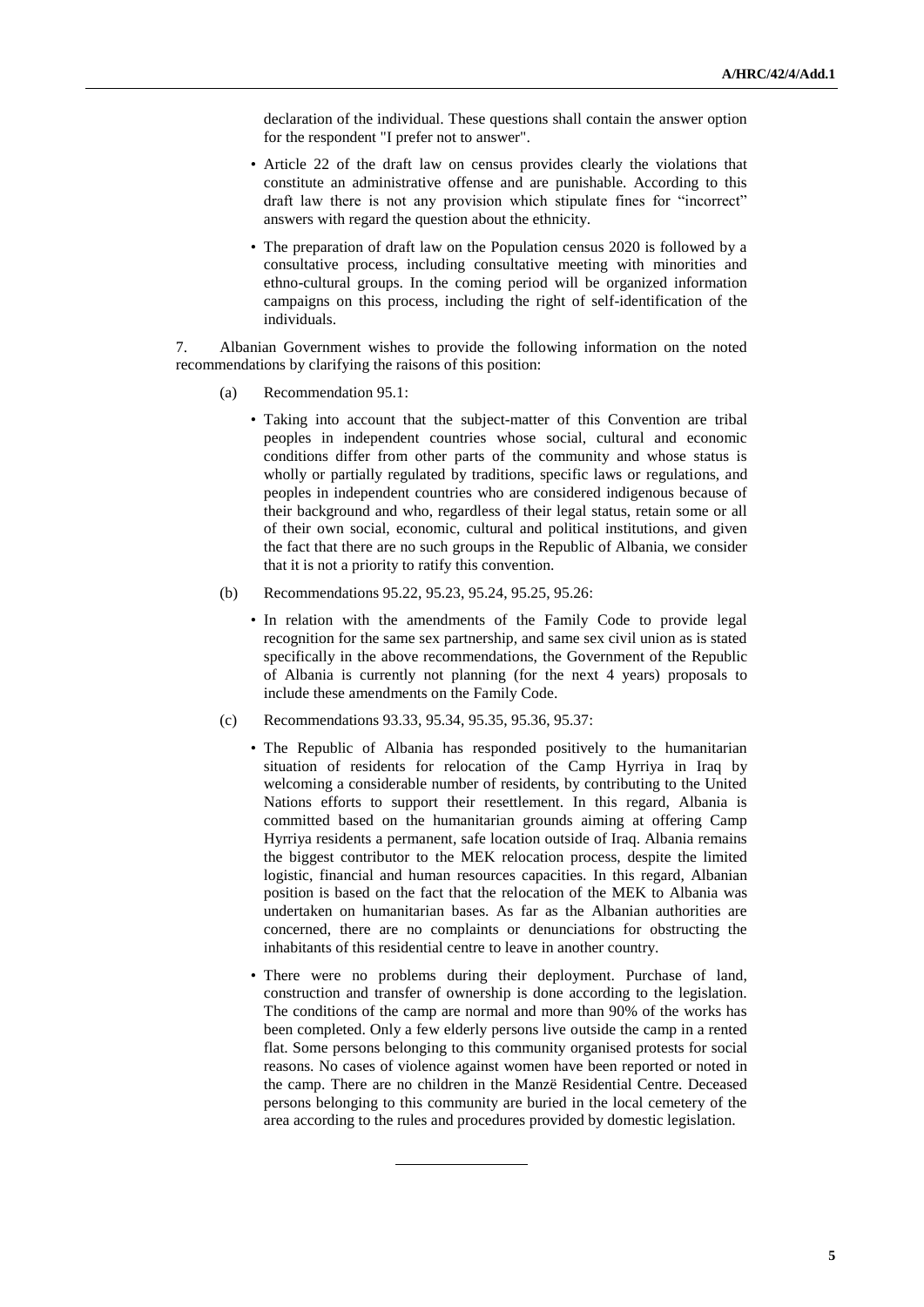declaration of the individual. These questions shall contain the answer option for the respondent "I prefer not to answer".

- Article 22 of the draft law on census provides clearly the violations that constitute an administrative offense and are punishable. According to this draft law there is not any provision which stipulate fines for "incorrect" answers with regard the question about the ethnicity.
- The preparation of draft law on the Population census 2020 is followed by a consultative process, including consultative meeting with minorities and ethno-cultural groups. In the coming period will be organized information campaigns on this process, including the right of self-identification of the individuals.

7. Albanian Government wishes to provide the following information on the noted recommendations by clarifying the raisons of this position:

(a) Recommendation 95.1:

- Taking into account that the subject-matter of this Convention are tribal peoples in independent countries whose social, cultural and economic conditions differ from other parts of the community and whose status is wholly or partially regulated by traditions, specific laws or regulations, and peoples in independent countries who are considered indigenous because of their background and who, regardless of their legal status, retain some or all of their own social, economic, cultural and political institutions, and given the fact that there are no such groups in the Republic of Albania, we consider that it is not a priority to ratify this convention.

(b) Recommendations 95.22, 95.23, 95.24, 95.25, 95.26:

- In relation with the amendments of the Family Code to provide legal recognition for the same sex partnership, and same sex civil union as is stated specifically in the above recommendations, the Government of the Republic of Albania is currently not planning (for the next 4 years) proposals to include these amendments on the Family Code.

(c) Recommendations 93.33, 95.34, 95.35, 95.36, 95.37:

- The Republic of Albania has responded positively to the humanitarian situation of residents for relocation of the Camp Hyrriya in Iraq by welcoming a considerable number of residents, by contributing to the United Nations efforts to support their resettlement. In this regard, Albania is committed based on the humanitarian grounds aiming at offering Camp Hyrriya residents a permanent, safe location outside of Iraq. Albania remains the biggest contributor to the MEK relocation process, despite the limited logistic, financial and human resources capacities. In this regard, Albanian position is based on the fact that the relocation of the MEK to Albania was undertaken on humanitarian bases. As far as the Albanian authorities are concerned, there are no complaints or denunciations for obstructing the inhabitants of this residential centre to leave in another country.
- There were no problems during their deployment. Purchase of land, construction and transfer of ownership is done according to the legislation. The conditions of the camp are normal and more than 90% of the works has been completed. Only a few elderly persons live outside the camp in a rented flat. Some persons belonging to this community organised protests for social reasons. No cases of violence against women have been reported or noted in the camp. There are no children in the Manzë Residential Centre. Deceased persons belonging to this community are buried in the local cemetery of the area according to the rules and procedures provided by domestic legislation.